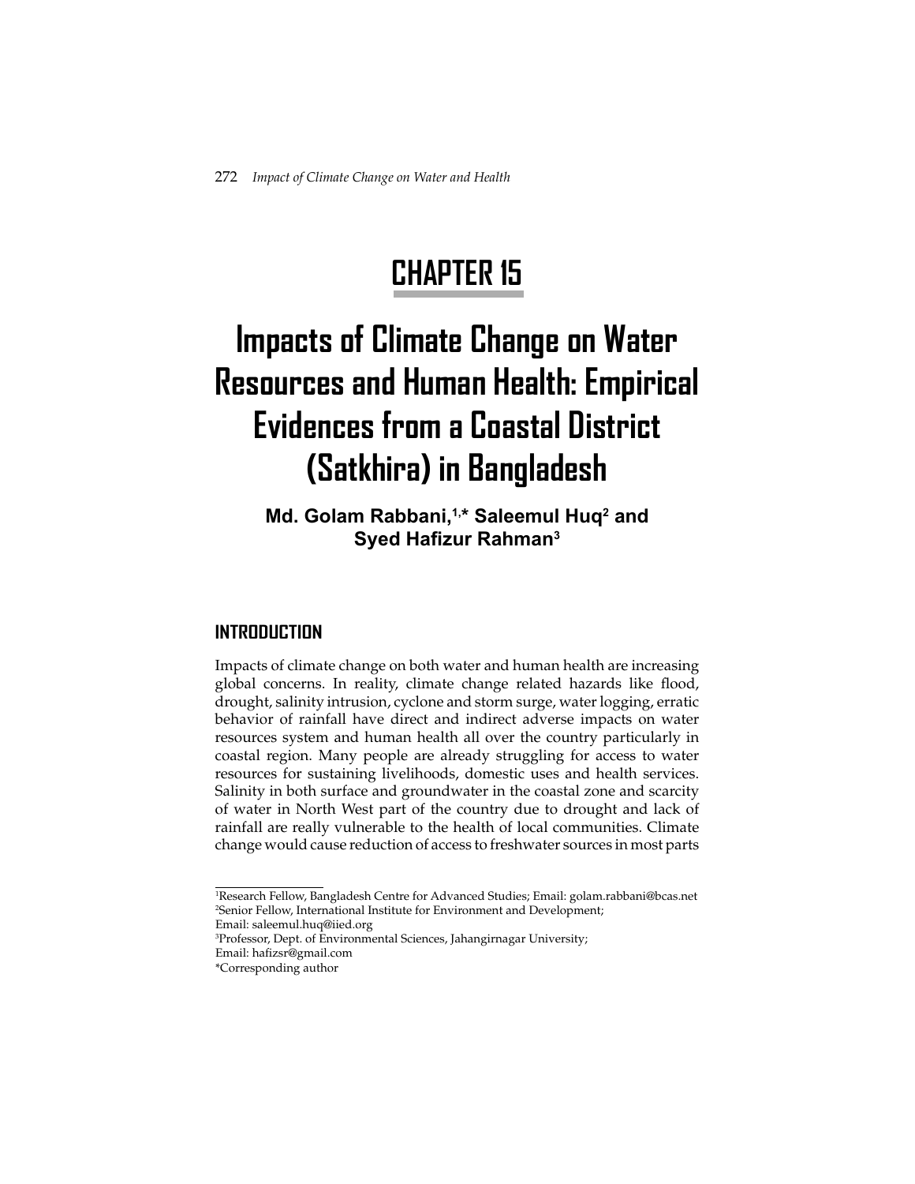# CHAPTER 15

# Impacts of Climate Change on Water Resources and Human Health: Empirical Evidences from a Coastal District (Satkhira) in Bangladesh

**Md. Golam Rabbani,[1,]* Saleemul Huq[2] and Syed Hafizur Rahman[3]**

## INTRODUCTION

Impacts of climate change on both water and human health are increasing global concerns. In reality, climate change related hazards like flood, drought, salinity intrusion, cyclone and storm surge, water logging, erratic behavior of rainfall have direct and indirect adverse impacts on water resources system and human health all over the country particularly in coastal region. Many people are already struggling for access to water resources for sustaining livelihoods, domestic uses and health services. Salinity in both surface and groundwater in the coastal zone and scarcity of water in North West part of the country due to drought and lack of rainfall are really vulnerable to the health of local communities. Climate change would cause reduction of access to freshwater sources in most parts

---

[1]Research Fellow, Bangladesh Centre for Advanced Studies; Email: golam.rabbani@bcas.net
[2]Senior Fellow, International Institute for Environment and Development;
Email: saleemul.huq@iied.org
[3]Professor, Dept. of Environmental Sciences, Jahangirnagar University;
Email: hafizsr@gmail.com
*Corresponding author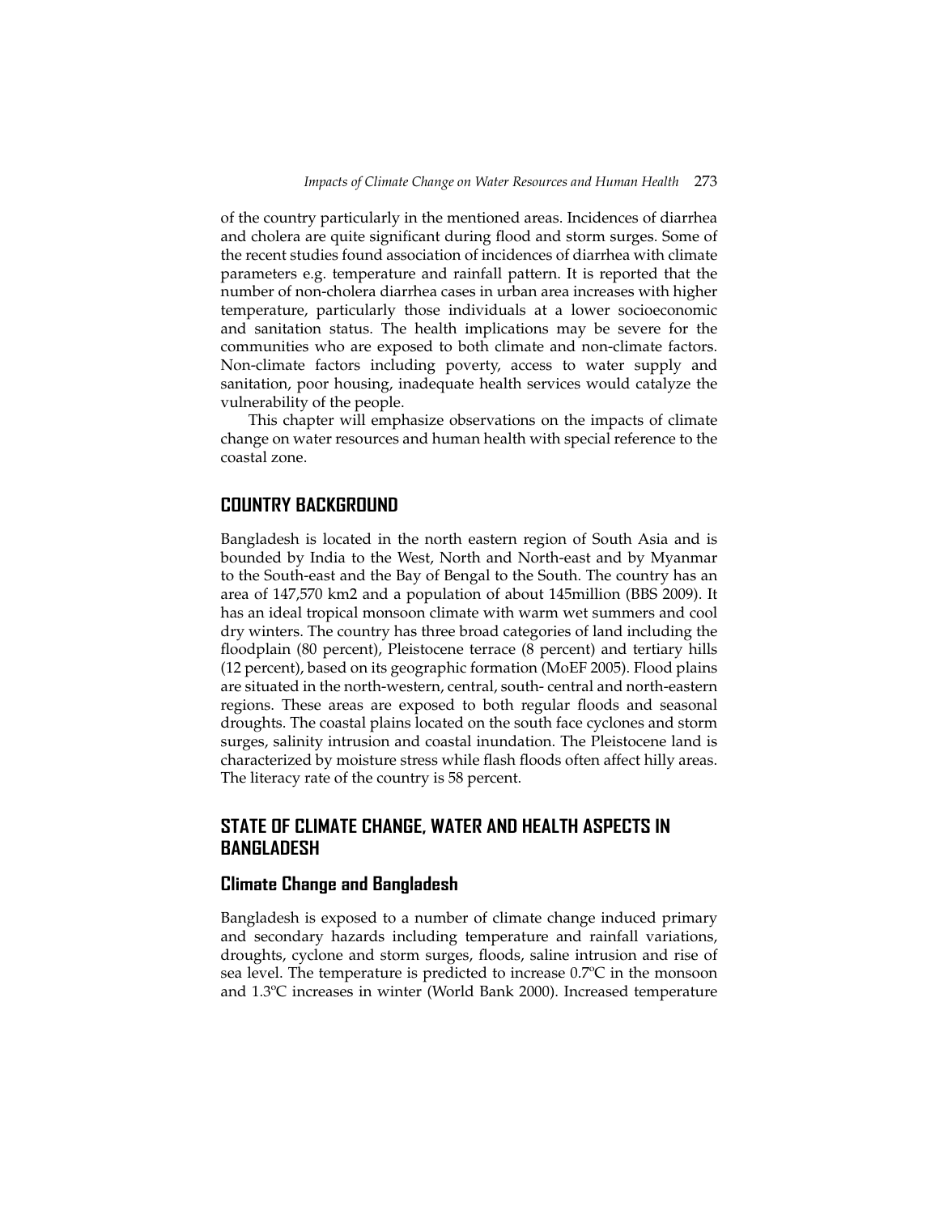of the country particularly in the mentioned areas. Incidences of diarrhea and cholera are quite significant during flood and storm surges. Some of the recent studies found association of incidences of diarrhea with climate parameters e.g. temperature and rainfall pattern. It is reported that the number of non-cholera diarrhea cases in urban area increases with higher temperature, particularly those individuals at a lower socioeconomic and sanitation status. The health implications may be severe for the communities who are exposed to both climate and non-climate factors. Non-climate factors including poverty, access to water supply and sanitation, poor housing, inadequate health services would catalyze the vulnerability of the people.

This chapter will emphasize observations on the impacts of climate change on water resources and human health with special reference to the coastal zone.

## COUNTRY BACKGROUND

Bangladesh is located in the north eastern region of South Asia and is bounded by India to the West, North and North-east and by Myanmar to the South-east and the Bay of Bengal to the South. The country has an area of 147,570 km2 and a population of about 145million (BBS 2009). It has an ideal tropical monsoon climate with warm wet summers and cool dry winters. The country has three broad categories of land including the floodplain (80 percent), Pleistocene terrace (8 percent) and tertiary hills (12 percent), based on its geographic formation (MoEF 2005). Flood plains are situated in the north-western, central, south- central and north-eastern regions. These areas are exposed to both regular floods and seasonal droughts. The coastal plains located on the south face cyclones and storm surges, salinity intrusion and coastal inundation. The Pleistocene land is characterized by moisture stress while flash floods often affect hilly areas. The literacy rate of the country is 58 percent.

## STATE OF CLIMATE CHANGE, WATER AND HEALTH ASPECTS IN BANGLADESH

### Climate Change and Bangladesh

Bangladesh is exposed to a number of climate change induced primary and secondary hazards including temperature and rainfall variations, droughts, cyclone and storm surges, floods, saline intrusion and rise of sea level. The temperature is predicted to increase 0.7ºC in the monsoon and 1.3ºC increases in winter (World Bank 2000). Increased temperature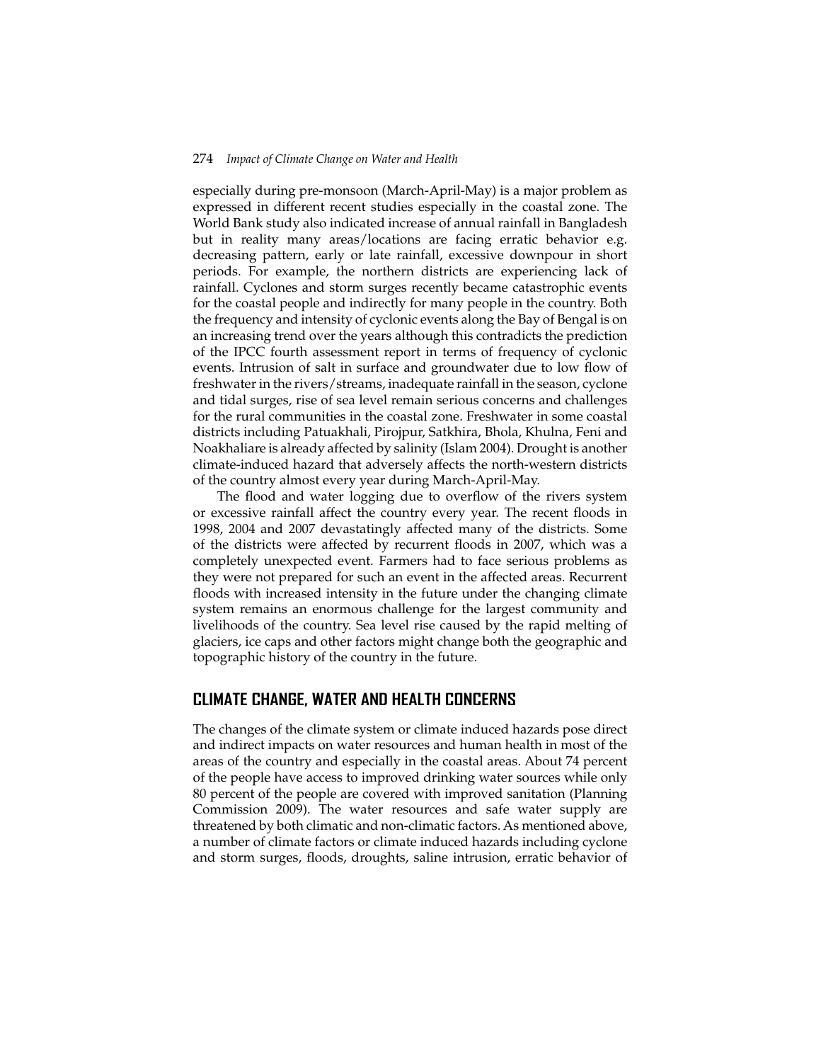especially during pre-monsoon (March-April-May) is a major problem as expressed in different recent studies especially in the coastal zone. The World Bank study also indicated increase of annual rainfall in Bangladesh but in reality many areas/locations are facing erratic behavior e.g. decreasing pattern, early or late rainfall, excessive downpour in short periods. For example, the northern districts are experiencing lack of rainfall. Cyclones and storm surges recently became catastrophic events for the coastal people and indirectly for many people in the country. Both the frequency and intensity of cyclonic events along the Bay of Bengal is on an increasing trend over the years although this contradicts the prediction of the IPCC fourth assessment report in terms of frequency of cyclonic events. Intrusion of salt in surface and groundwater due to low flow of freshwater in the rivers/streams, inadequate rainfall in the season, cyclone and tidal surges, rise of sea level remain serious concerns and challenges for the rural communities in the coastal zone. Freshwater in some coastal districts including Patuakhali, Pirojpur, Satkhira, Bhola, Khulna, Feni and Noakhaliare is already affected by salinity (Islam 2004). Drought is another climate-induced hazard that adversely affects the north-western districts of the country almost every year during March-April-May.

The flood and water logging due to overflow of the rivers system or excessive rainfall affect the country every year. The recent floods in 1998, 2004 and 2007 devastatingly affected many of the districts. Some of the districts were affected by recurrent floods in 2007, which was a completely unexpected event. Farmers had to face serious problems as they were not prepared for such an event in the affected areas. Recurrent floods with increased intensity in the future under the changing climate system remains an enormous challenge for the largest community and livelihoods of the country. Sea level rise caused by the rapid melting of glaciers, ice caps and other factors might change both the geographic and topographic history of the country in the future.

## CLIMATE CHANGE, WATER AND HEALTH CONCERNS

The changes of the climate system or climate induced hazards pose direct and indirect impacts on water resources and human health in most of the areas of the country and especially in the coastal areas. About 74 percent of the people have access to improved drinking water sources while only 80 percent of the people are covered with improved sanitation (Planning Commission 2009). The water resources and safe water supply are threatened by both climatic and non-climatic factors. As mentioned above, a number of climate factors or climate induced hazards including cyclone and storm surges, floods, droughts, saline intrusion, erratic behavior of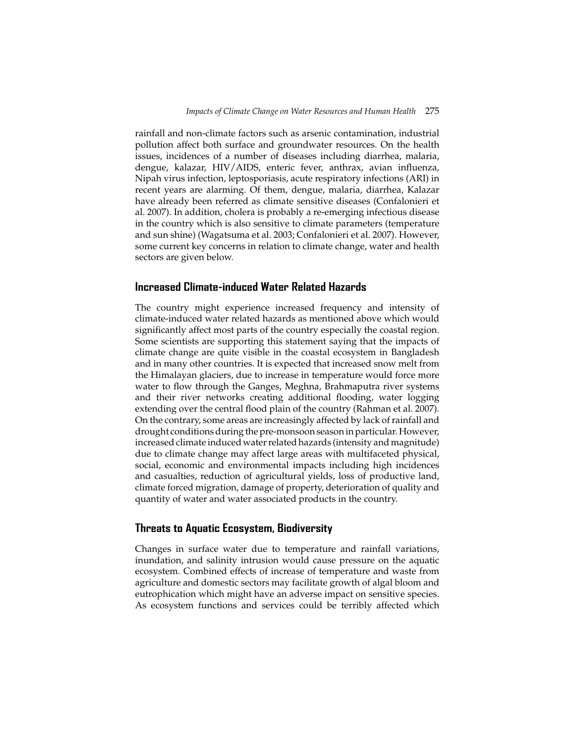rainfall and non-climate factors such as arsenic contamination, industrial pollution affect both surface and groundwater resources. On the health issues, incidences of a number of diseases including diarrhea, malaria, dengue, kalazar, HIV/AIDS, enteric fever, anthrax, avian influenza, Nipah virus infection, leptosporiasis, acute respiratory infections (ARI) in recent years are alarming. Of them, dengue, malaria, diarrhea, Kalazar have already been referred as climate sensitive diseases (Confalonieri et al. 2007). In addition, cholera is probably a re-emerging infectious disease in the country which is also sensitive to climate parameters (temperature and sun shine) (Wagatsuma et al. 2003; Confalonieri et al. 2007). However, some current key concerns in relation to climate change, water and health sectors are given below.

## Increased Climate-induced Water Related Hazards

The country might experience increased frequency and intensity of climate-induced water related hazards as mentioned above which would significantly affect most parts of the country especially the coastal region. Some scientists are supporting this statement saying that the impacts of climate change are quite visible in the coastal ecosystem in Bangladesh and in many other countries. It is expected that increased snow melt from the Himalayan glaciers, due to increase in temperature would force more water to flow through the Ganges, Meghna, Brahmaputra river systems and their river networks creating additional flooding, water logging extending over the central flood plain of the country (Rahman et al. 2007). On the contrary, some areas are increasingly affected by lack of rainfall and drought conditions during the pre-monsoon season in particular. However, increased climate induced water related hazards (intensity and magnitude) due to climate change may affect large areas with multifaceted physical, social, economic and environmental impacts including high incidences and casualties, reduction of agricultural yields, loss of productive land, climate forced migration, damage of property, deterioration of quality and quantity of water and water associated products in the country.

## Threats to Aquatic Ecosystem, Biodiversity

Changes in surface water due to temperature and rainfall variations, inundation, and salinity intrusion would cause pressure on the aquatic ecosystem. Combined effects of increase of temperature and waste from agriculture and domestic sectors may facilitate growth of algal bloom and eutrophication which might have an adverse impact on sensitive species. As ecosystem functions and services could be terribly affected which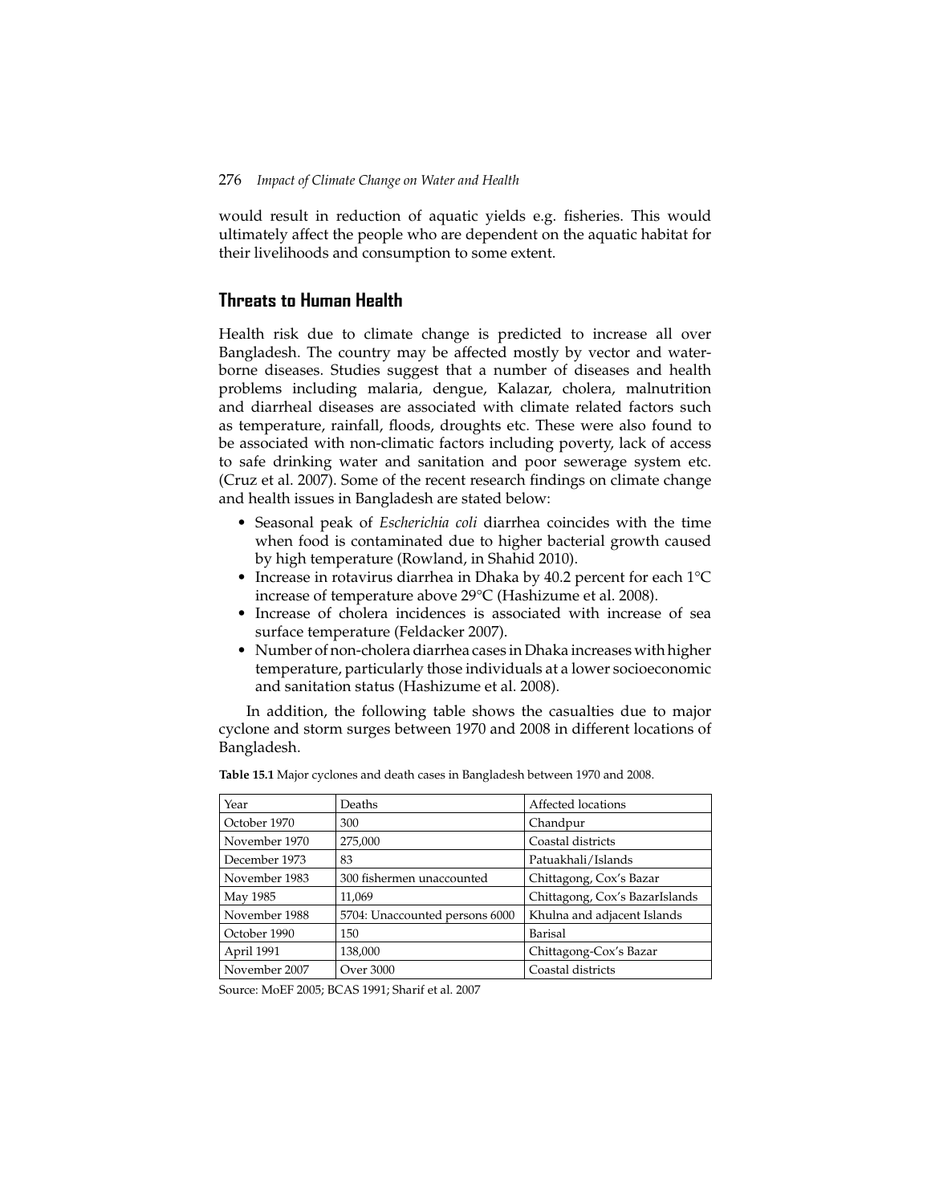would result in reduction of aquatic yields e.g. fisheries. This would ultimately affect the people who are dependent on the aquatic habitat for their livelihoods and consumption to some extent.

## Threats to Human Health

Health risk due to climate change is predicted to increase all over Bangladesh. The country may be affected mostly by vector and water-borne diseases. Studies suggest that a number of diseases and health problems including malaria, dengue, Kalazar, cholera, malnutrition and diarrheal diseases are associated with climate related factors such as temperature, rainfall, floods, droughts etc. These were also found to be associated with non-climatic factors including poverty, lack of access to safe drinking water and sanitation and poor sewerage system etc. (Cruz et al. 2007). Some of the recent research findings on climate change and health issues in Bangladesh are stated below:

- Seasonal peak of *Escherichia coli* diarrhea coincides with the time when food is contaminated due to higher bacterial growth caused by high temperature (Rowland, in Shahid 2010).
- Increase in rotavirus diarrhea in Dhaka by 40.2 percent for each 1°C increase of temperature above 29°C (Hashizume et al. 2008).
- Increase of cholera incidences is associated with increase of sea surface temperature (Feldacker 2007).
- Number of non-cholera diarrhea cases in Dhaka increases with higher temperature, particularly those individuals at a lower socioeconomic and sanitation status (Hashizume et al. 2008).

In addition, the following table shows the casualties due to major cyclone and storm surges between 1970 and 2008 in different locations of Bangladesh.

**Table 15.1** Major cyclones and death cases in Bangladesh between 1970 and 2008.

| Year | Deaths | Affected locations |
|---|---|---|
| October 1970 | 300 | Chandpur |
| November 1970 | 275,000 | Coastal districts |
| December 1973 | 83 | Patuakhali/Islands |
| November 1983 | 300 fishermen unaccounted | Chittagong, Cox's Bazar |
| May 1985 | 11,069 | Chittagong, Cox's BazarIslands |
| November 1988 | 5704: Unaccounted persons 6000 | Khulna and adjacent Islands |
| October 1990 | 150 | Barisal |
| April 1991 | 138,000 | Chittagong-Cox's Bazar |
| November 2007 | Over 3000 | Coastal districts |

Source: MoEF 2005; BCAS 1991; Sharif et al. 2007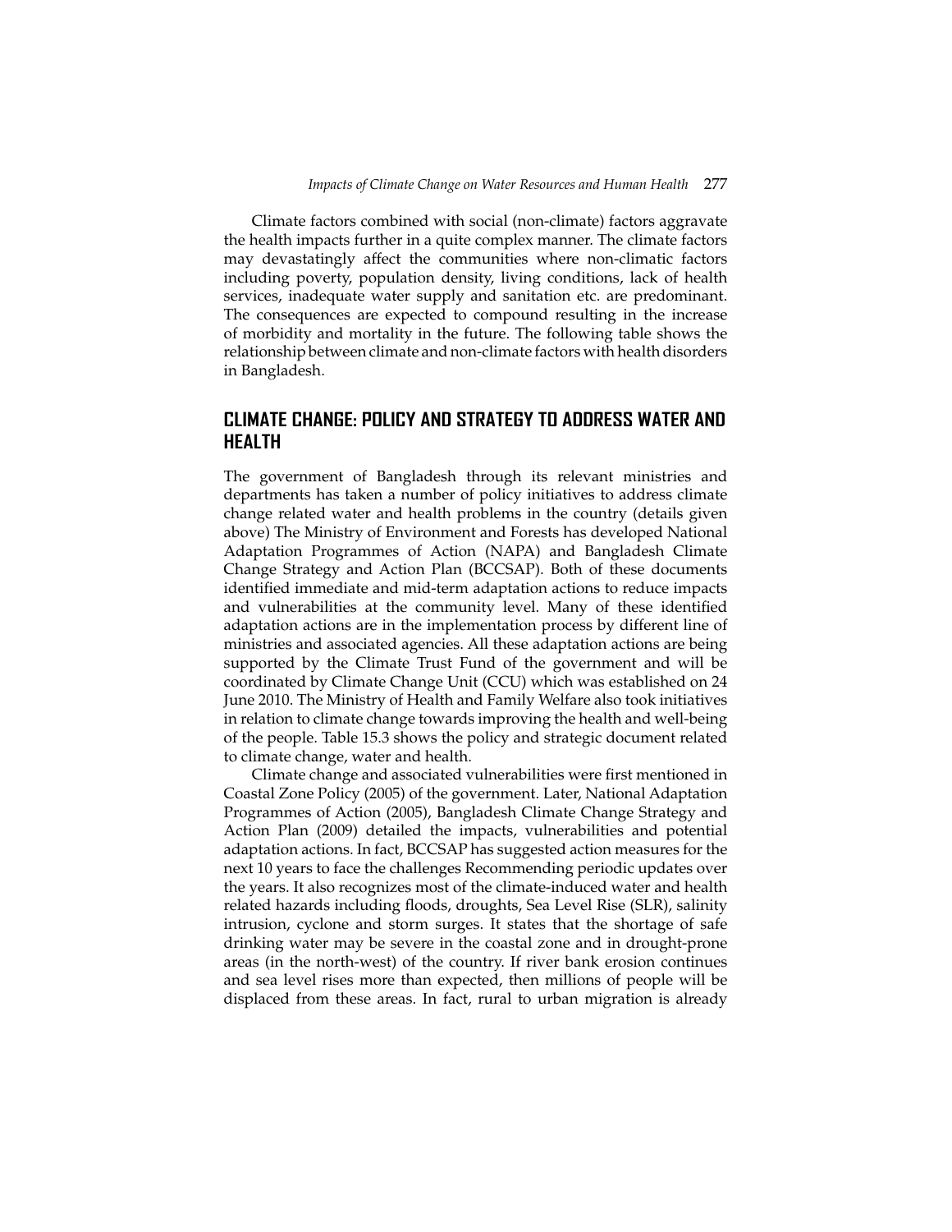Climate factors combined with social (non-climate) factors aggravate the health impacts further in a quite complex manner. The climate factors may devastatingly affect the communities where non-climatic factors including poverty, population density, living conditions, lack of health services, inadequate water supply and sanitation etc. are predominant. The consequences are expected to compound resulting in the increase of morbidity and mortality in the future. The following table shows the relationship between climate and non-climate factors with health disorders in Bangladesh.

## CLIMATE CHANGE: POLICY AND STRATEGY TO ADDRESS WATER AND HEALTH

The government of Bangladesh through its relevant ministries and departments has taken a number of policy initiatives to address climate change related water and health problems in the country (details given above) The Ministry of Environment and Forests has developed National Adaptation Programmes of Action (NAPA) and Bangladesh Climate Change Strategy and Action Plan (BCCSAP). Both of these documents identified immediate and mid-term adaptation actions to reduce impacts and vulnerabilities at the community level. Many of these identified adaptation actions are in the implementation process by different line of ministries and associated agencies. All these adaptation actions are being supported by the Climate Trust Fund of the government and will be coordinated by Climate Change Unit (CCU) which was established on 24 June 2010. The Ministry of Health and Family Welfare also took initiatives in relation to climate change towards improving the health and well-being of the people. Table 15.3 shows the policy and strategic document related to climate change, water and health.

Climate change and associated vulnerabilities were first mentioned in Coastal Zone Policy (2005) of the government. Later, National Adaptation Programmes of Action (2005), Bangladesh Climate Change Strategy and Action Plan (2009) detailed the impacts, vulnerabilities and potential adaptation actions. In fact, BCCSAP has suggested action measures for the next 10 years to face the challenges Recommending periodic updates over the years. It also recognizes most of the climate-induced water and health related hazards including floods, droughts, Sea Level Rise (SLR), salinity intrusion, cyclone and storm surges. It states that the shortage of safe drinking water may be severe in the coastal zone and in drought-prone areas (in the north-west) of the country. If river bank erosion continues and sea level rises more than expected, then millions of people will be displaced from these areas. In fact, rural to urban migration is already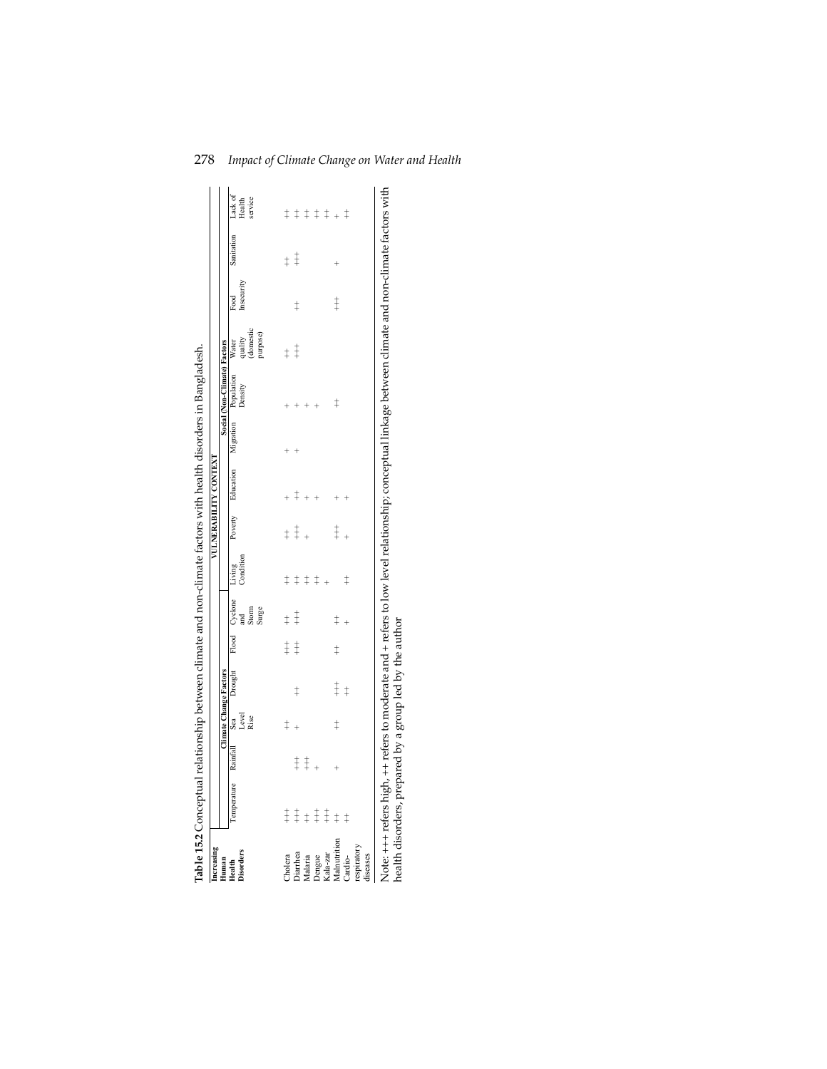**Table 15.2** Conceptual relationship between climate and non-climate factors with health disorders in Bangladesh.

| Increasing Human Health Disorders | Climate Change Factors | | | | | | VULNERABILITY CONTEXT | | | | | | | | |
|---|---|---|---|---|---|---|---|---|---|---|---|---|---|---|---|
| | | | | | | | Social (Non-Climate) Factors | | | | | | | | |
| | Temperature | Rainfall | Sea Level Rise | Drought | Flood | Cyclone and Storm Surge | Living Condition | Poverty | Education | Migration | Population Density | Water quality (domestic purpose) | Food Insecurity | Sanitation | Lack of Health service |
| Cholera | +++ | | ++ | | +++ | ++ | ++ | ++ | + | + | + | ++ | | ++ | ++ |
| Diarrhea | +++ | +++ | + | | +++ | +++ | ++ | +++ | ++ | + | + | +++ | | +++ | ++ |
| Malaria | ++ | +++ | | ++ | | | ++ | + | + | | + | | ++ | | ++ |
| Dengue | +++ | + | | | | | ++ | | + | | + | | | | ++ |
| Kala-zar | +++ | | | | | | + | | | | | | | | ++ |
| Malnutrition | ++ | + | ++ | +++ | ++ | ++ | | +++ | + | | ++ | | +++ | + | + |
| Cardio-respiratory diseases | ++ | | | ++ | | + | ++ | + | + | | | | | | ++ |

Note: +++ refers high, ++ refers to moderate and + refers to low level relationship; conceptual linkage between climate and non-climate factors with health disorders, prepared by a group led by the author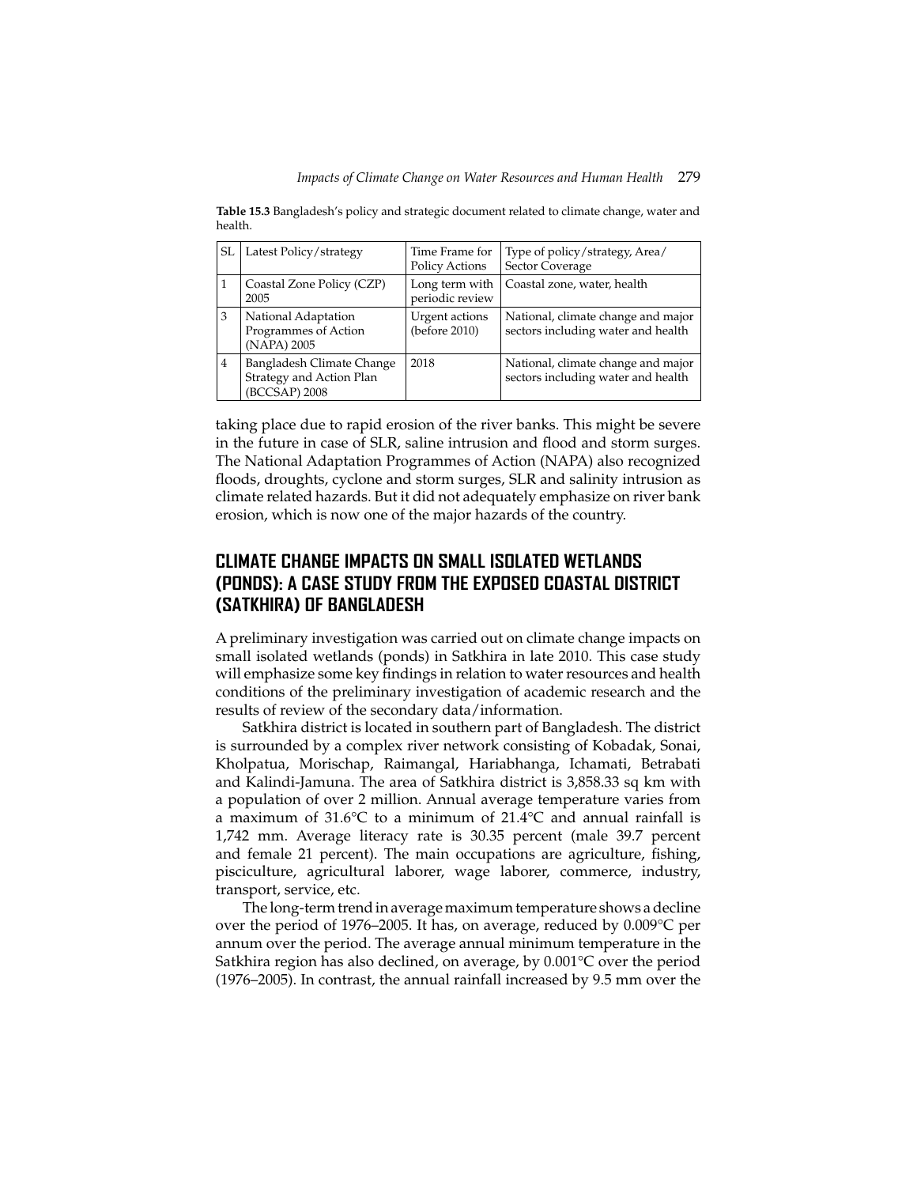**Table 15.3** Bangladesh's policy and strategic document related to climate change, water and health.

| SL | Latest Policy/strategy | Time Frame for Policy Actions | Type of policy/strategy, Area/ Sector Coverage |
|---|---|---|---|
| 1 | Coastal Zone Policy (CZP) 2005 | Long term with periodic review | Coastal zone, water, health |
| 3 | National Adaptation Programmes of Action (NAPA) 2005 | Urgent actions (before 2010) | National, climate change and major sectors including water and health |
| 4 | Bangladesh Climate Change Strategy and Action Plan (BCCSAP) 2008 | 2018 | National, climate change and major sectors including water and health |

taking place due to rapid erosion of the river banks. This might be severe in the future in case of SLR, saline intrusion and flood and storm surges. The National Adaptation Programmes of Action (NAPA) also recognized floods, droughts, cyclone and storm surges, SLR and salinity intrusion as climate related hazards. But it did not adequately emphasize on river bank erosion, which is now one of the major hazards of the country.

## CLIMATE CHANGE IMPACTS ON SMALL ISOLATED WETLANDS (PONDS): A CASE STUDY FROM THE EXPOSED COASTAL DISTRICT (SATKHIRA) OF BANGLADESH

A preliminary investigation was carried out on climate change impacts on small isolated wetlands (ponds) in Satkhira in late 2010. This case study will emphasize some key findings in relation to water resources and health conditions of the preliminary investigation of academic research and the results of review of the secondary data/information.

Satkhira district is located in southern part of Bangladesh. The district is surrounded by a complex river network consisting of Kobadak, Sonai, Kholpatua, Morischap, Raimangal, Hariabhanga, Ichamati, Betrabati and Kalindi-Jamuna. The area of Satkhira district is 3,858.33 sq km with a population of over 2 million. Annual average temperature varies from a maximum of 31.6°C to a minimum of 21.4°C and annual rainfall is 1,742 mm. Average literacy rate is 30.35 percent (male 39.7 percent and female 21 percent). The main occupations are agriculture, fishing, pisciculture, agricultural laborer, wage laborer, commerce, industry, transport, service, etc.

The long-term trend in average maximum temperature shows a decline over the period of 1976–2005. It has, on average, reduced by 0.009°C per annum over the period. The average annual minimum temperature in the Satkhira region has also declined, on average, by 0.001°C over the period (1976–2005). In contrast, the annual rainfall increased by 9.5 mm over the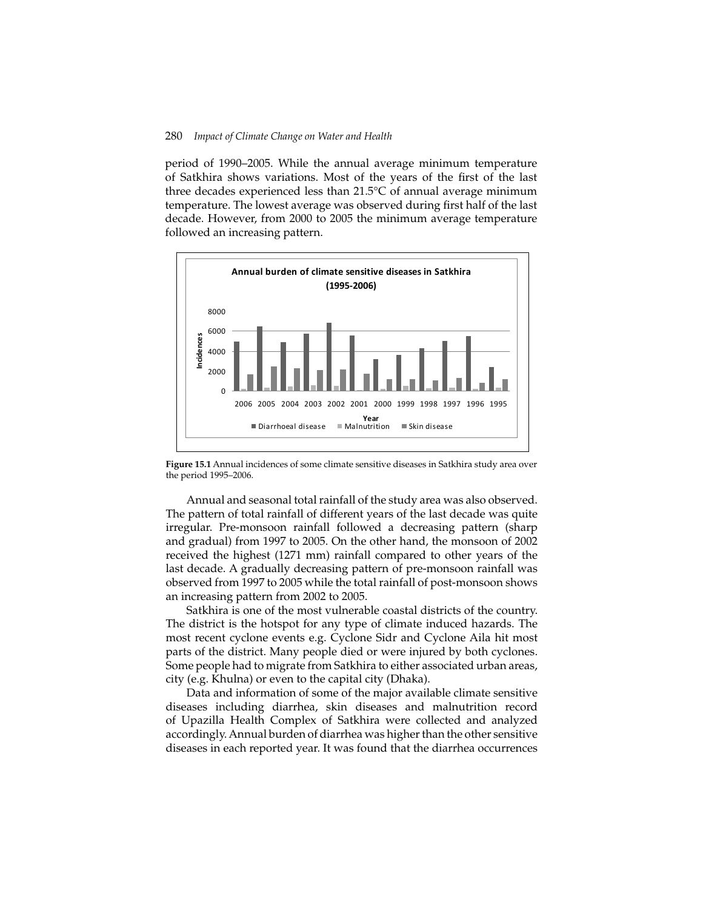period of 1990–2005. While the annual average minimum temperature of Satkhira shows variations. Most of the years of the first of the last three decades experienced less than 21.5°C of annual average minimum temperature. The lowest average was observed during first half of the last decade. However, from 2000 to 2005 the minimum average temperature followed an increasing pattern.

**Figure 15.1** Annual incidences of some climate sensitive diseases in Satkhira study area over the period 1995–2006.

Annual and seasonal total rainfall of the study area was also observed. The pattern of total rainfall of different years of the last decade was quite irregular. Pre-monsoon rainfall followed a decreasing pattern (sharp and gradual) from 1997 to 2005. On the other hand, the monsoon of 2002 received the highest (1271 mm) rainfall compared to other years of the last decade. A gradually decreasing pattern of pre-monsoon rainfall was observed from 1997 to 2005 while the total rainfall of post-monsoon shows an increasing pattern from 2002 to 2005.

Satkhira is one of the most vulnerable coastal districts of the country. The district is the hotspot for any type of climate induced hazards. The most recent cyclone events e.g. Cyclone Sidr and Cyclone Aila hit most parts of the district. Many people died or were injured by both cyclones. Some people had to migrate from Satkhira to either associated urban areas, city (e.g. Khulna) or even to the capital city (Dhaka).

Data and information of some of the major available climate sensitive diseases including diarrhea, skin diseases and malnutrition record of Upazilla Health Complex of Satkhira were collected and analyzed accordingly. Annual burden of diarrhea was higher than the other sensitive diseases in each reported year. It was found that the diarrhea occurrences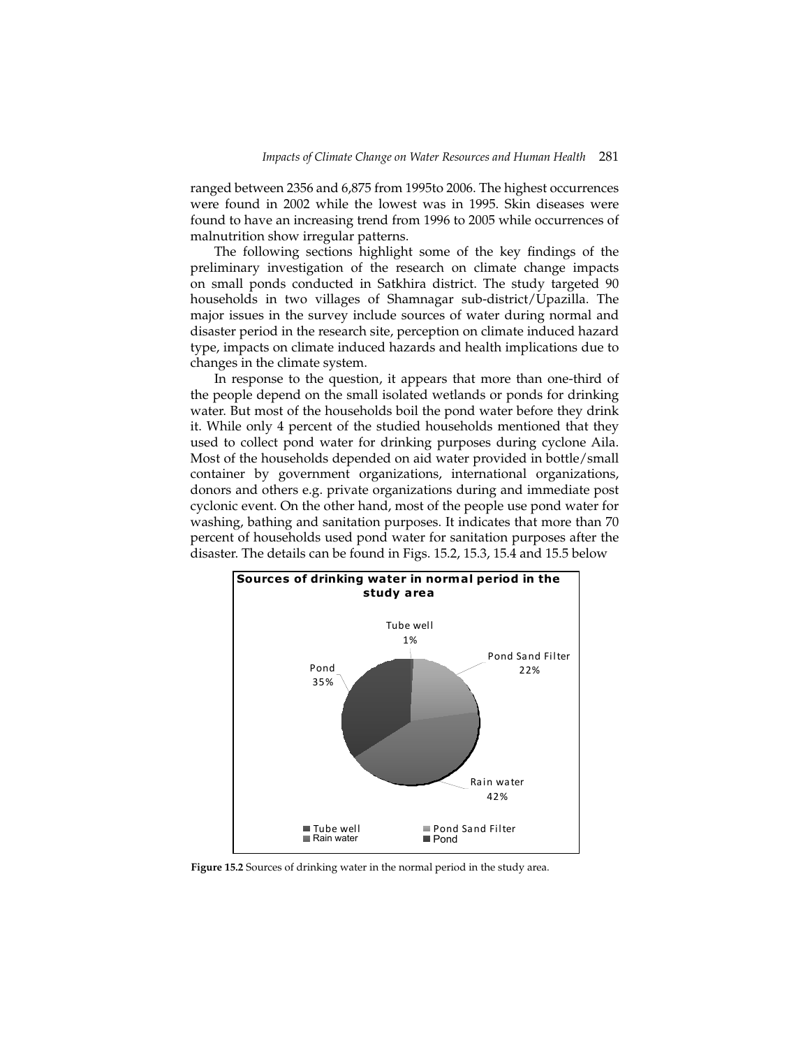ranged between 2356 and 6,875 from 1995to 2006. The highest occurrences were found in 2002 while the lowest was in 1995. Skin diseases were found to have an increasing trend from 1996 to 2005 while occurrences of malnutrition show irregular patterns.

The following sections highlight some of the key findings of the preliminary investigation of the research on climate change impacts on small ponds conducted in Satkhira district. The study targeted 90 households in two villages of Shamnagar sub-district/Upazilla. The major issues in the survey include sources of water during normal and disaster period in the research site, perception on climate induced hazard type, impacts on climate induced hazards and health implications due to changes in the climate system.

In response to the question, it appears that more than one-third of the people depend on the small isolated wetlands or ponds for drinking water. But most of the households boil the pond water before they drink it. While only 4 percent of the studied households mentioned that they used to collect pond water for drinking purposes during cyclone Aila. Most of the households depended on aid water provided in bottle/small container by government organizations, international organizations, donors and others e.g. private organizations during and immediate post cyclonic event. On the other hand, most of the people use pond water for washing, bathing and sanitation purposes. It indicates that more than 70 percent of households used pond water for sanitation purposes after the disaster. The details can be found in Figs. 15.2, 15.3, 15.4 and 15.5 below

**Sources of drinking water in normal period in the study area**

| Source | Percentage |
| --- | --- |
| Tube well | 1% |
| Pond Sand Filter | 22% |
| Rain water | 42% |
| Pond | 35% |

**Figure 15.2** Sources of drinking water in the normal period in the study area.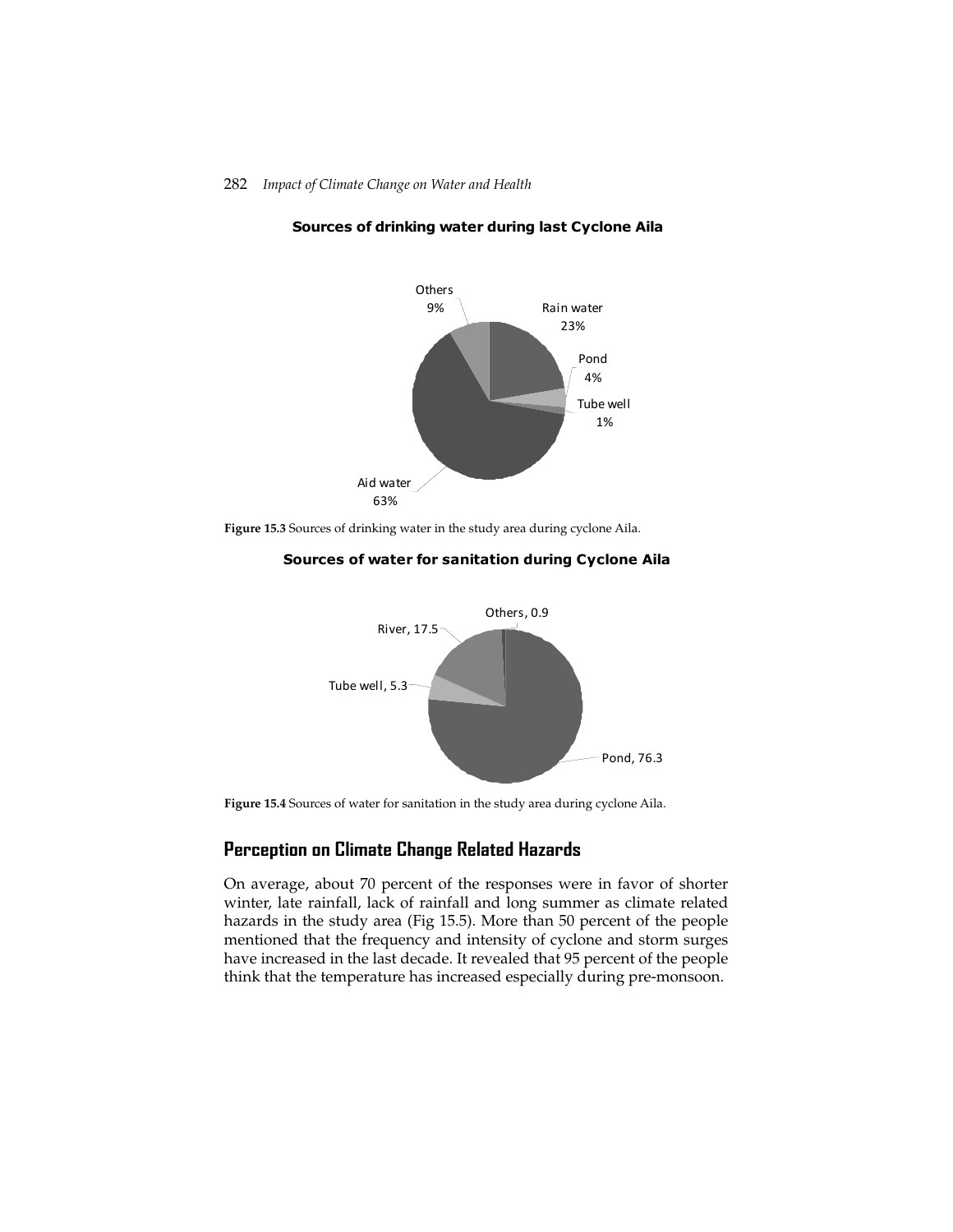**Sources of drinking water during last Cyclone Aila**

Others 9%
Rain water 23%
Pond 4%
Tube well 1%
Aid water 63%

**Figure 15.3** Sources of drinking water in the study area during cyclone Aila.

**Sources of water for sanitation during Cyclone Aila**

Others, 0.9
River, 17.5
Tube well, 5.3
Pond, 76.3

**Figure 15.4** Sources of water for sanitation in the study area during cyclone Aila.

## Perception on Climate Change Related Hazards

On average, about 70 percent of the responses were in favor of shorter winter, late rainfall, lack of rainfall and long summer as climate related hazards in the study area (Fig 15.5). More than 50 percent of the people mentioned that the frequency and intensity of cyclone and storm surges have increased in the last decade. It revealed that 95 percent of the people think that the temperature has increased especially during pre-monsoon.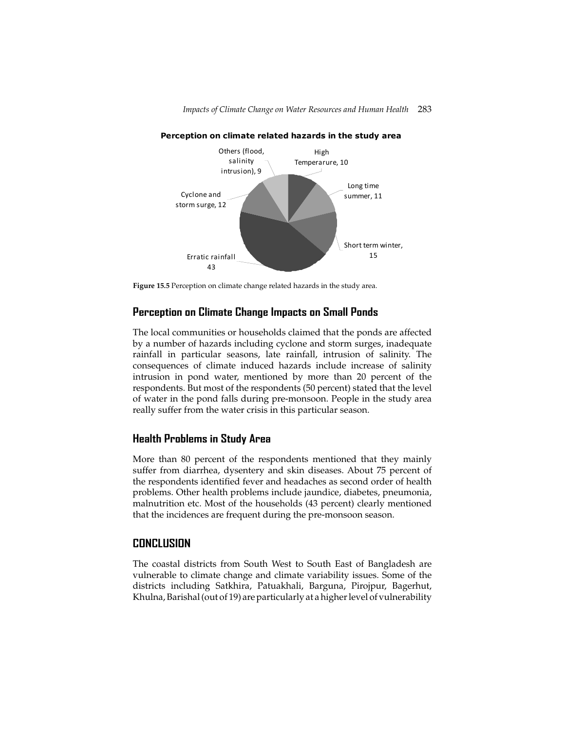**Perception on climate related hazards in the study area**

| Hazard | Value |
|---|---|
| High Temperarure | 10 |
| Long time summer | 11 |
| Short term winter | 15 |
| Erratic rainfall | 43 |
| Cyclone and storm surge | 12 |
| Others (flood, salinity intrusion) | 9 |

**Figure 15.5** Perception on climate change related hazards in the study area.

## Perception on Climate Change Impacts on Small Ponds

The local communities or households claimed that the ponds are affected by a number of hazards including cyclone and storm surges, inadequate rainfall in particular seasons, late rainfall, intrusion of salinity. The consequences of climate induced hazards include increase of salinity intrusion in pond water, mentioned by more than 20 percent of the respondents. But most of the respondents (50 percent) stated that the level of water in the pond falls during pre-monsoon. People in the study area really suffer from the water crisis in this particular season.

## Health Problems in Study Area

More than 80 percent of the respondents mentioned that they mainly suffer from diarrhea, dysentery and skin diseases. About 75 percent of the respondents identified fever and headaches as second order of health problems. Other health problems include jaundice, diabetes, pneumonia, malnutrition etc. Most of the households (43 percent) clearly mentioned that the incidences are frequent during the pre-monsoon season.

## CONCLUSION

The coastal districts from South West to South East of Bangladesh are vulnerable to climate change and climate variability issues. Some of the districts including Satkhira, Patuakhali, Barguna, Pirojpur, Bagerhut, Khulna, Barishal (out of 19) are particularly at a higher level of vulnerability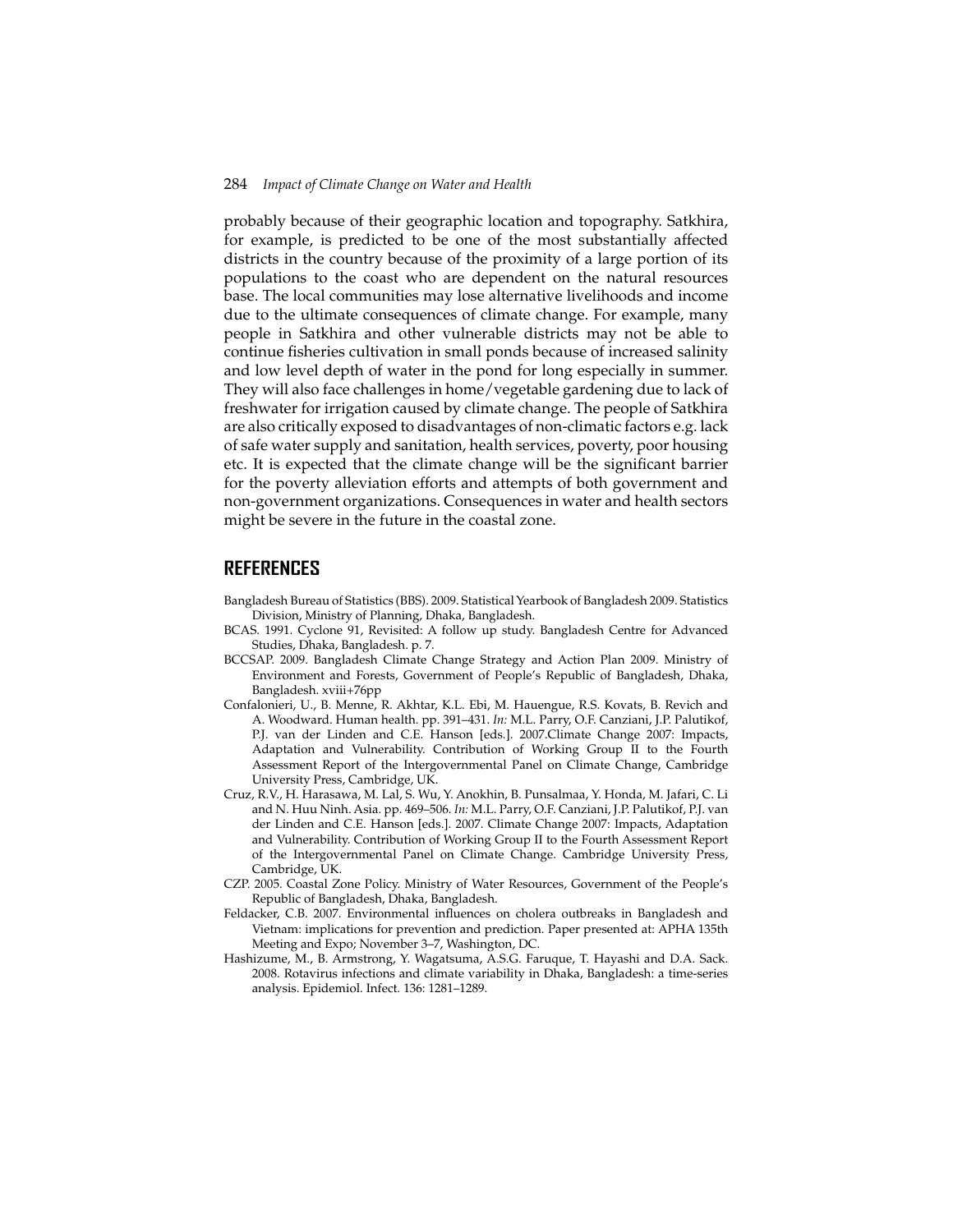probably because of their geographic location and topography. Satkhira, for example, is predicted to be one of the most substantially affected districts in the country because of the proximity of a large portion of its populations to the coast who are dependent on the natural resources base. The local communities may lose alternative livelihoods and income due to the ultimate consequences of climate change. For example, many people in Satkhira and other vulnerable districts may not be able to continue fisheries cultivation in small ponds because of increased salinity and low level depth of water in the pond for long especially in summer. They will also face challenges in home/vegetable gardening due to lack of freshwater for irrigation caused by climate change. The people of Satkhira are also critically exposed to disadvantages of non-climatic factors e.g. lack of safe water supply and sanitation, health services, poverty, poor housing etc. It is expected that the climate change will be the significant barrier for the poverty alleviation efforts and attempts of both government and non-government organizations. Consequences in water and health sectors might be severe in the future in the coastal zone.

## REFERENCES

Bangladesh Bureau of Statistics (BBS). 2009. Statistical Yearbook of Bangladesh 2009. Statistics Division, Ministry of Planning, Dhaka, Bangladesh.

BCAS. 1991. Cyclone 91, Revisited: A follow up study. Bangladesh Centre for Advanced Studies, Dhaka, Bangladesh. p. 7.

BCCSAP. 2009. Bangladesh Climate Change Strategy and Action Plan 2009. Ministry of Environment and Forests, Government of People's Republic of Bangladesh, Dhaka, Bangladesh. xviii+76pp

Confalonieri, U., B. Menne, R. Akhtar, K.L. Ebi, M. Hauengue, R.S. Kovats, B. Revich and A. Woodward. Human health. pp. 391–431. *In:* M.L. Parry, O.F. Canziani, J.P. Palutikof, P.J. van der Linden and C.E. Hanson [eds.]. 2007.Climate Change 2007: Impacts, Adaptation and Vulnerability. Contribution of Working Group II to the Fourth Assessment Report of the Intergovernmental Panel on Climate Change, Cambridge University Press, Cambridge, UK.

Cruz, R.V., H. Harasawa, M. Lal, S. Wu, Y. Anokhin, B. Punsalmaa, Y. Honda, M. Jafari, C. Li and N. Huu Ninh. Asia. pp. 469–506. *In:* M.L. Parry, O.F. Canziani, J.P. Palutikof, P.J. van der Linden and C.E. Hanson [eds.]. 2007. Climate Change 2007: Impacts, Adaptation and Vulnerability. Contribution of Working Group II to the Fourth Assessment Report of the Intergovernmental Panel on Climate Change. Cambridge University Press, Cambridge, UK.

CZP. 2005. Coastal Zone Policy. Ministry of Water Resources, Government of the People's Republic of Bangladesh, Dhaka, Bangladesh.

Feldacker, C.B. 2007. Environmental influences on cholera outbreaks in Bangladesh and Vietnam: implications for prevention and prediction. Paper presented at: APHA 135th Meeting and Expo; November 3–7, Washington, DC.

Hashizume, M., B. Armstrong, Y. Wagatsuma, A.S.G. Faruque, T. Hayashi and D.A. Sack. 2008. Rotavirus infections and climate variability in Dhaka, Bangladesh: a time-series analysis. Epidemiol. Infect. 136: 1281–1289.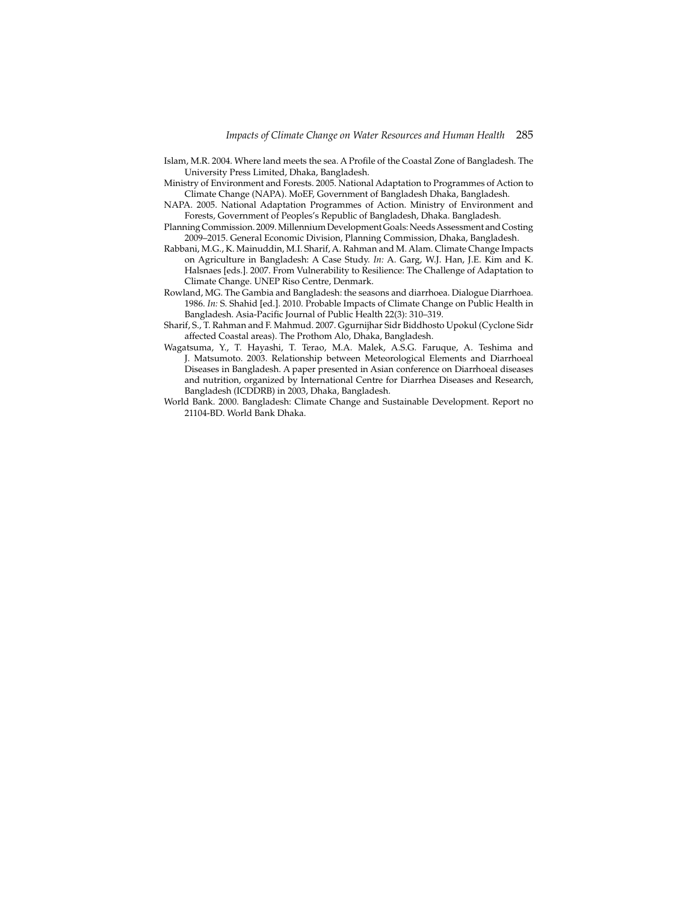Islam, M.R. 2004. Where land meets the sea. A Profile of the Coastal Zone of Bangladesh. The University Press Limited, Dhaka, Bangladesh.

Ministry of Environment and Forests. 2005. National Adaptation to Programmes of Action to Climate Change (NAPA). MoEF, Government of Bangladesh Dhaka, Bangladesh.

NAPA. 2005. National Adaptation Programmes of Action. Ministry of Environment and Forests, Government of Peoples's Republic of Bangladesh, Dhaka. Bangladesh.

Planning Commission. 2009. Millennium Development Goals: Needs Assessment and Costing 2009–2015. General Economic Division, Planning Commission, Dhaka, Bangladesh.

Rabbani, M.G., K. Mainuddin, M.I. Sharif, A. Rahman and M. Alam. Climate Change Impacts on Agriculture in Bangladesh: A Case Study. *In:* A. Garg, W.J. Han, J.E. Kim and K. Halsnaes [eds.]. 2007. From Vulnerability to Resilience: The Challenge of Adaptation to Climate Change. UNEP Riso Centre, Denmark.

Rowland, MG. The Gambia and Bangladesh: the seasons and diarrhoea. Dialogue Diarrhoea. 1986. *In:* S. Shahid [ed.]. 2010. Probable Impacts of Climate Change on Public Health in Bangladesh. Asia-Pacific Journal of Public Health 22(3): 310–319.

Sharif, S., T. Rahman and F. Mahmud. 2007. Ggurnijhar Sidr Biddhosto Upokul (Cyclone Sidr affected Coastal areas). The Prothom Alo, Dhaka, Bangladesh.

Wagatsuma, Y., T. Hayashi, T. Terao, M.A. Malek, A.S.G. Faruque, A. Teshima and J. Matsumoto. 2003. Relationship between Meteorological Elements and Diarrhoeal Diseases in Bangladesh. A paper presented in Asian conference on Diarrhoeal diseases and nutrition, organized by International Centre for Diarrhea Diseases and Research, Bangladesh (ICDDRB) in 2003, Dhaka, Bangladesh.

World Bank. 2000. Bangladesh: Climate Change and Sustainable Development. Report no 21104-BD. World Bank Dhaka.